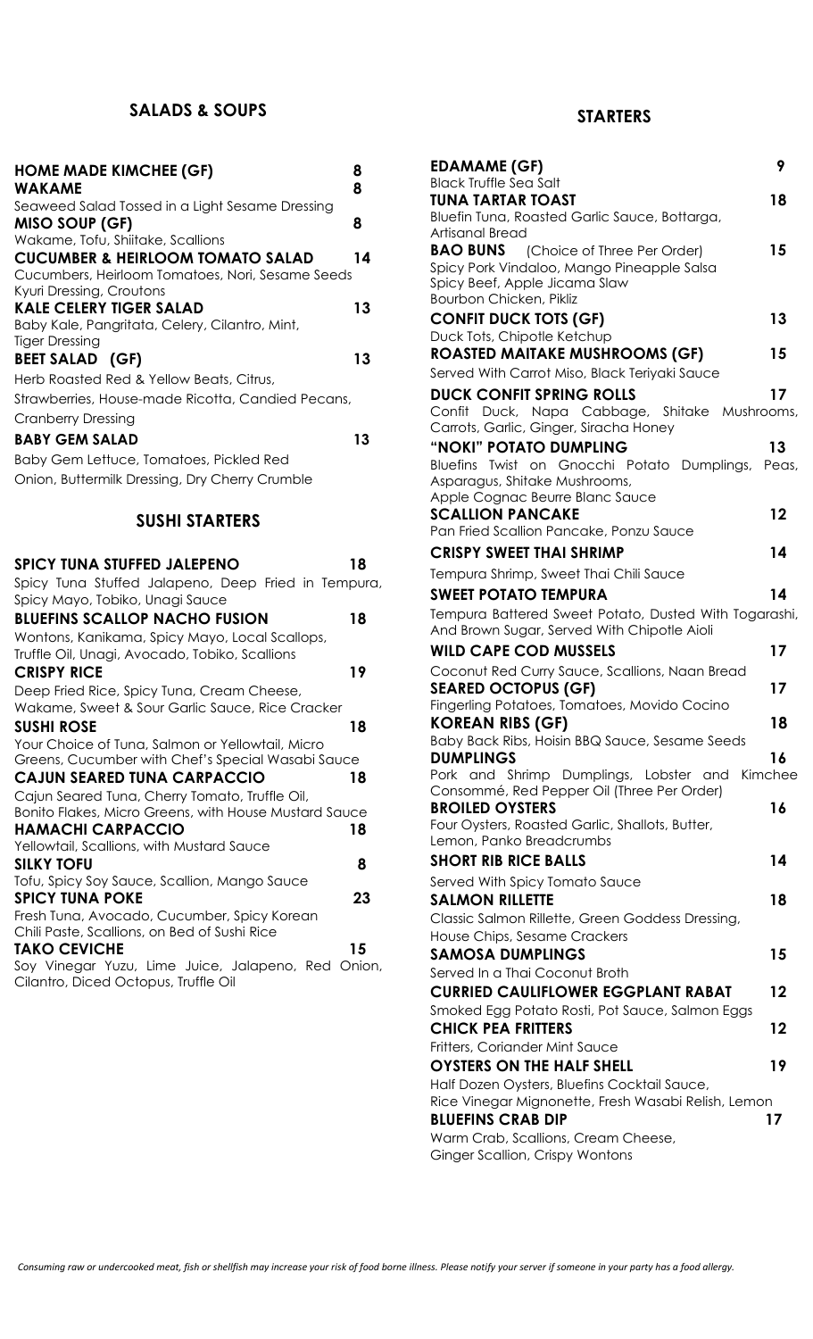## SALADS & SOUPS

**HOME MADE KIMCHEE (GF)** 8

**WAKAME** 8
Seaweed Salad Tossed in a Light Sesame Dressing

**MISO SOUP (GF)** 8
Wakame, Tofu, Shiitake, Scallions

**CUCUMBER & HEIRLOOM TOMATO SALAD** 14
Cucumbers, Heirloom Tomatoes, Nori, Sesame Seeds
Kyuri Dressing, Croutons

**KALE CELERY TIGER SALAD** 13
Baby Kale, Pangritata, Celery, Cilantro, Mint,
Tiger Dressing

**BEET SALAD (GF)** 13
Herb Roasted Red & Yellow Beats, Citrus,
Strawberries, House-made Ricotta, Candied Pecans,
Cranberry Dressing

**BABY GEM SALAD** 13
Baby Gem Lettuce, Tomatoes, Pickled Red
Onion, Buttermilk Dressing, Dry Cherry Crumble

## SUSHI STARTERS

**SPICY TUNA STUFFED JALEPENO** 18
Spicy Tuna Stuffed Jalapeno, Deep Fried in Tempura,
Spicy Mayo, Tobiko, Unagi Sauce

**BLUEFINS SCALLOP NACHO FUSION** 18
Wontons, Kanikama, Spicy Mayo, Local Scallops,
Truffle Oil, Unagi, Avocado, Tobiko, Scallions

**CRISPY RICE** 19
Deep Fried Rice, Spicy Tuna, Cream Cheese,
Wakame, Sweet & Sour Garlic Sauce, Rice Cracker

**SUSHI ROSE** 18
Your Choice of Tuna, Salmon or Yellowtail, Micro
Greens, Cucumber with Chef's Special Wasabi Sauce

**CAJUN SEARED TUNA CARPACCIO** 18
Cajun Seared Tuna, Cherry Tomato, Truffle Oil,
Bonito Flakes, Micro Greens, with House Mustard Sauce

**HAMACHI CARPACCIO** 18
Yellowtail, Scallions, with Mustard Sauce

**SILKY TOFU** 8
Tofu, Spicy Soy Sauce, Scallion, Mango Sauce

**SPICY TUNA POKE** 23
Fresh Tuna, Avocado, Cucumber, Spicy Korean
Chili Paste, Scallions, on Bed of Sushi Rice

**TAKO CEVICHE** 15
Soy Vinegar Yuzu, Lime Juice, Jalapeno, Red Onion,
Cilantro, Diced Octopus, Truffle Oil

## STARTERS

**EDAMAME (GF)** 9
Black Truffle Sea Salt

**TUNA TARTAR TOAST** 18
Bluefin Tuna, Roasted Garlic Sauce, Bottarga,
Artisanal Bread

**BAO BUNS** (Choice of Three Per Order) 15
Spicy Pork Vindaloo, Mango Pineapple Salsa
Spicy Beef, Apple Jicama Slaw
Bourbon Chicken, Pikliz

**CONFIT DUCK TOTS (GF)** 13
Duck Tots, Chipotle Ketchup

**ROASTED MAITAKE MUSHROOMS (GF)** 15
Served With Carrot Miso, Black Teriyaki Sauce

**DUCK CONFIT SPRING ROLLS** 17
Confit Duck, Napa Cabbage, Shitake Mushrooms,
Carrots, Garlic, Ginger, Siracha Honey

**"NOKI" POTATO DUMPLING** 13
Bluefins Twist on Gnocchi Potato Dumplings, Peas,
Asparagus, Shitake Mushrooms,
Apple Cognac Beurre Blanc Sauce

**SCALLION PANCAKE** 12
Pan Fried Scallion Pancake, Ponzu Sauce

**CRISPY SWEET THAI SHRIMP** 14
Tempura Shrimp, Sweet Thai Chili Sauce

**SWEET POTATO TEMPURA** 14
Tempura Battered Sweet Potato, Dusted With Togarashi,
And Brown Sugar, Served With Chipotle Aioli

**WILD CAPE COD MUSSELS** 17
Coconut Red Curry Sauce, Scallions, Naan Bread

**SEARED OCTOPUS (GF)** 17
Fingerling Potatoes, Tomatoes, Movido Cocino

**KOREAN RIBS (GF)** 18
Baby Back Ribs, Hoisin BBQ Sauce, Sesame Seeds

**DUMPLINGS** 16
Pork and Shrimp Dumplings, Lobster and Kimchee
Consommé, Red Pepper Oil (Three Per Order)

**BROILED OYSTERS** 16
Four Oysters, Roasted Garlic, Shallots, Butter,
Lemon, Panko Breadcrumbs

**SHORT RIB RICE BALLS** 14
Served With Spicy Tomato Sauce

**SALMON RILLETTE** 18
Classic Salmon Rillette, Green Goddess Dressing,
House Chips, Sesame Crackers

**SAMOSA DUMPLINGS** 15
Served In a Thai Coconut Broth

**CURRIED CAULIFLOWER EGGPLANT RABAT** 12
Smoked Egg Potato Rosti, Pot Sauce, Salmon Eggs

**CHICK PEA FRITTERS** 12
Fritters, Coriander Mint Sauce

**OYSTERS ON THE HALF SHELL** 19
Half Dozen Oysters, Bluefins Cocktail Sauce,
Rice Vinegar Mignonette, Fresh Wasabi Relish, Lemon

**BLUEFINS CRAB DIP** 17
Warm Crab, Scallions, Cream Cheese,
Ginger Scallion, Crispy Wontons

*Consuming raw or undercooked meat, fish or shellfish may increase your risk of food borne illness. Please notify your server if someone in your party has a food allergy.*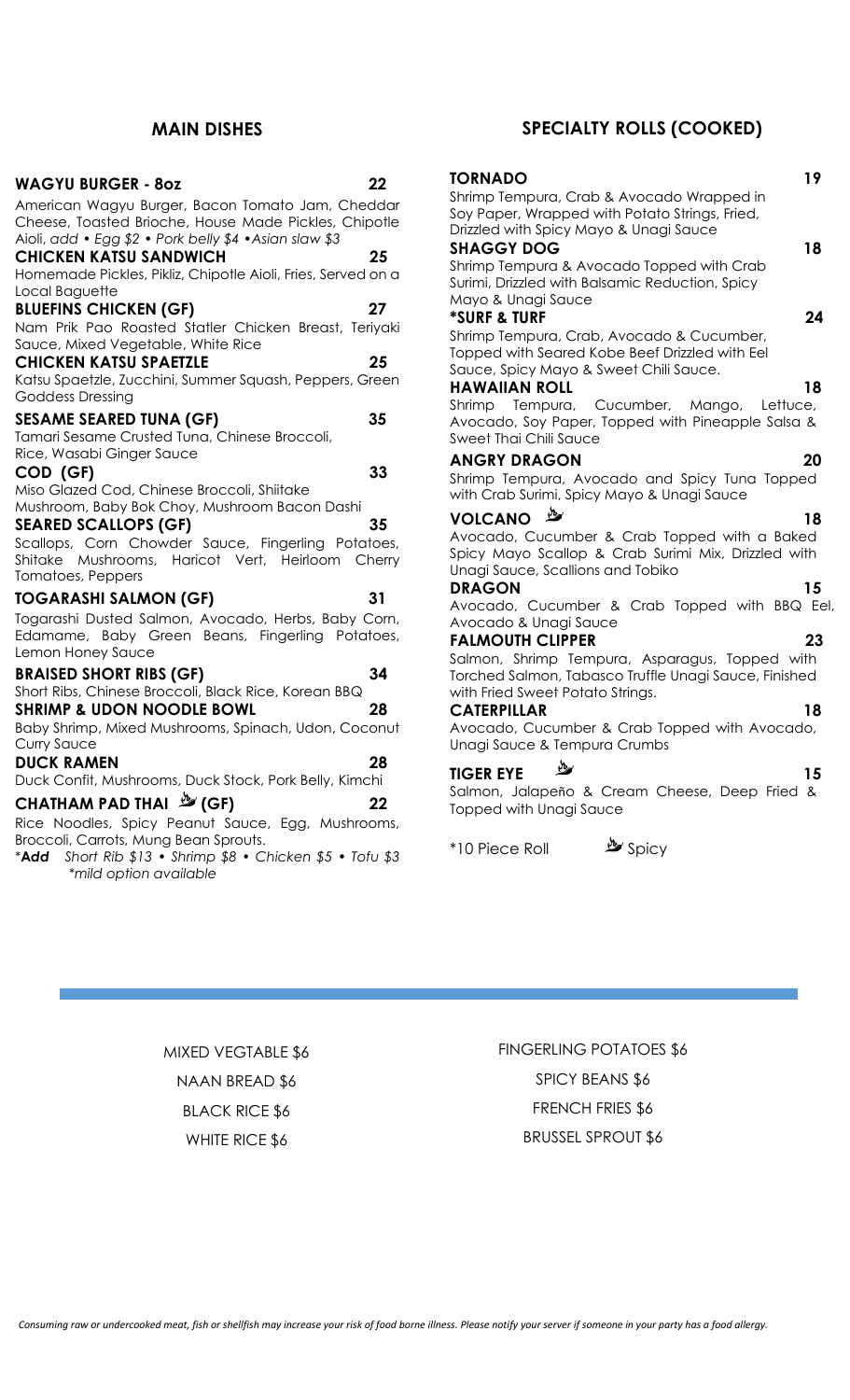## MAIN DISHES

**WAGYU BURGER - 8oz** — **22**
American Wagyu Burger, Bacon Tomato Jam, Cheddar Cheese, Toasted Brioche, House Made Pickles, Chipotle Aioli, *add • Egg $2 • Pork belly $4 •Asian slaw $3*

**CHICKEN KATSU SANDWICH** — **25**
Homemade Pickles, Pikliz, Chipotle Aioli, Fries, Served on a Local Baguette

**BLUEFINS CHICKEN (GF)** — **27**
Nam Prik Pao Roasted Statler Chicken Breast, Teriyaki Sauce, Mixed Vegetable, White Rice

**CHICKEN KATSU SPAETZLE** — **25**
Katsu Spaetzle, Zucchini, Summer Squash, Peppers, Green Goddess Dressing

**SESAME SEARED TUNA (GF)** — **35**
Tamari Sesame Crusted Tuna, Chinese Broccoli, Rice, Wasabi Ginger Sauce

**COD (GF)** — **33**
Miso Glazed Cod, Chinese Broccoli, Shiitake Mushroom, Baby Bok Choy, Mushroom Bacon Dashi

**SEARED SCALLOPS (GF)** — **35**
Scallops, Corn Chowder Sauce, Fingerling Potatoes, Shitake Mushrooms, Haricot Vert, Heirloom Cherry Tomatoes, Peppers

**TOGARASHI SALMON (GF)** — **31**
Togarashi Dusted Salmon, Avocado, Herbs, Baby Corn, Edamame, Baby Green Beans, Fingerling Potatoes, Lemon Honey Sauce

**BRAISED SHORT RIBS (GF)** — **34**
Short Ribs, Chinese Broccoli, Black Rice, Korean BBQ

**SHRIMP & UDON NOODLE BOWL** — **28**
Baby Shrimp, Mixed Mushrooms, Spinach, Udon, Coconut Curry Sauce

**DUCK RAMEN** — **28**
Duck Confit, Mushrooms, Duck Stock, Pork Belly, Kimchi

**CHATHAM PAD THAI (Spicy) (GF)** — **22**
Rice Noodles, Spicy Peanut Sauce, Egg, Mushrooms, Broccoli, Carrots, Mung Bean Sprouts.
*Add Short Rib $13 • Shrimp $8 • Chicken $5 • Tofu $3*
*mild option available*

## SPECIALTY ROLLS (COOKED)

**TORNADO** — **19**
Shrimp Tempura, Crab & Avocado Wrapped in Soy Paper, Wrapped with Potato Strings, Fried, Drizzled with Spicy Mayo & Unagi Sauce

**SHAGGY DOG** — **18**
Shrimp Tempura & Avocado Topped with Crab Surimi, Drizzled with Balsamic Reduction, Spicy Mayo & Unagi Sauce

**\*SURF & TURF** — **24**
Shrimp Tempura, Crab, Avocado & Cucumber, Topped with Seared Kobe Beef Drizzled with Eel Sauce, Spicy Mayo & Sweet Chili Sauce.

**HAWAIIAN ROLL** — **18**
Shrimp Tempura, Cucumber, Mango, Lettuce, Avocado, Soy Paper, Topped with Pineapple Salsa & Sweet Thai Chili Sauce

**ANGRY DRAGON** — **20**
Shrimp Tempura, Avocado and Spicy Tuna Topped with Crab Surimi, Spicy Mayo & Unagi Sauce

**VOLCANO (Spicy)** — **18**
Avocado, Cucumber & Crab Topped with a Baked Spicy Mayo Scallop & Crab Surimi Mix, Drizzled with Unagi Sauce, Scallions and Tobiko

**DRAGON** — **15**
Avocado, Cucumber & Crab Topped with BBQ Eel, Avocado & Unagi Sauce

**FALMOUTH CLIPPER** — **23**
Salmon, Shrimp Tempura, Asparagus, Topped with Torched Salmon, Tabasco Truffle Unagi Sauce, Finished with Fried Sweet Potato Strings.

**CATERPILLAR** — **18**
Avocado, Cucumber & Crab Topped with Avocado, Unagi Sauce & Tempura Crumbs

**TIGER EYE (Spicy)** — **15**
Salmon, Jalapeño & Cream Cheese, Deep Fried & Topped with Unagi Sauce

*10 Piece Roll — (Spicy icon) Spicy

---

MIXED VEGTABLE $6
NAAN BREAD $6
BLACK RICE $6
WHITE RICE $6
FINGERLING POTATOES $6
SPICY BEANS $6
FRENCH FRIES $6
BRUSSEL SPROUT $6

*Consuming raw or undercooked meat, fish or shellfish may increase your risk of food borne illness. Please notify your server if someone in your party has a food allergy.*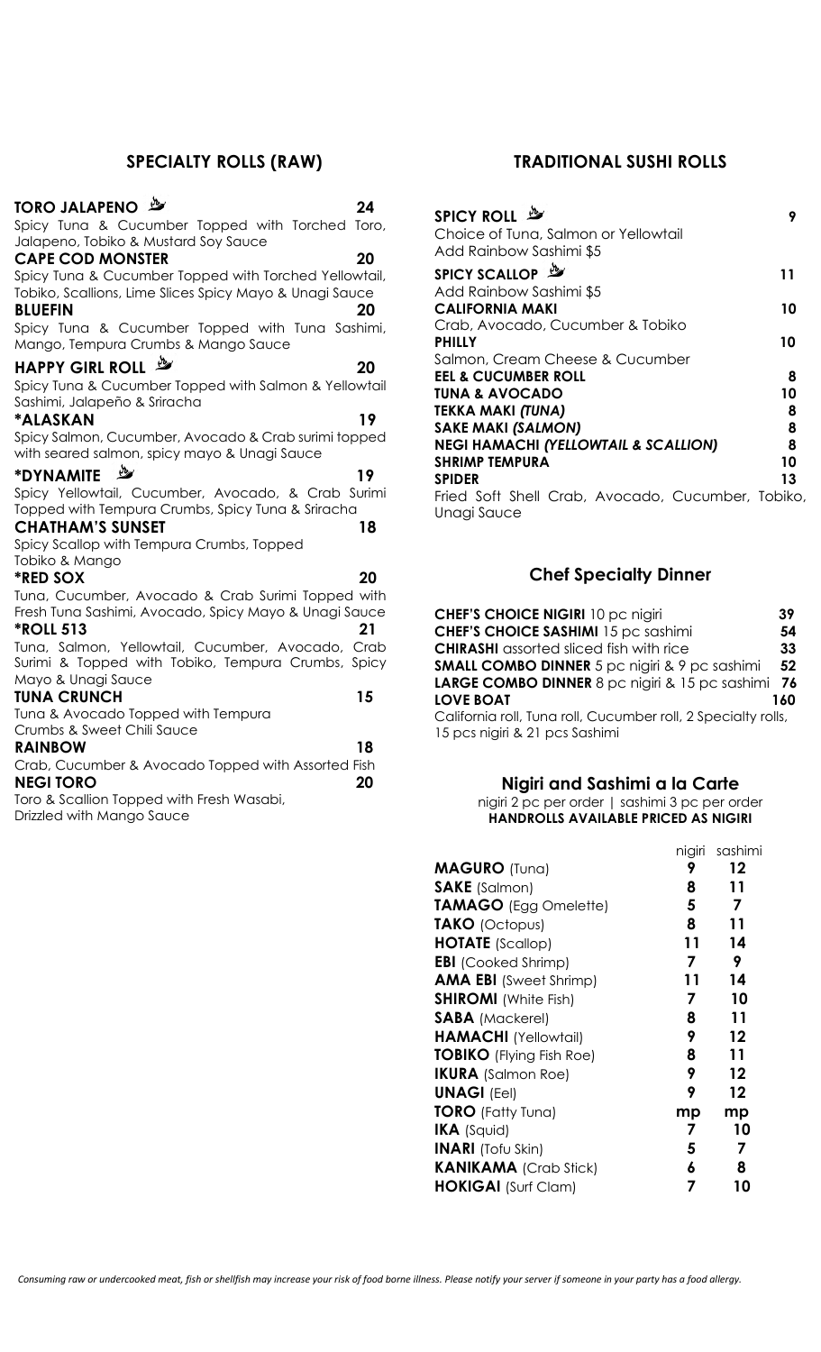## SPECIALTY ROLLS (RAW)

**TORO JALAPENO** 🌶 **24**
Spicy Tuna & Cucumber Topped with Torched Toro, Jalapeno, Tobiko & Mustard Soy Sauce

**CAPE COD MONSTER** **20**
Spicy Tuna & Cucumber Topped with Torched Yellowtail, Tobiko, Scallions, Lime Slices Spicy Mayo & Unagi Sauce

**BLUEFIN** **20**
Spicy Tuna & Cucumber Topped with Tuna Sashimi, Mango, Tempura Crumbs & Mango Sauce

**HAPPY GIRL ROLL** 🌶 **20**
Spicy Tuna & Cucumber Topped with Salmon & Yellowtail Sashimi, Jalapeño & Sriracha

**\*ALASKAN** **19**
Spicy Salmon, Cucumber, Avocado & Crab surimi topped with seared salmon, spicy mayo & Unagi Sauce

**\*DYNAMITE** 🌶 **19**
Spicy Yellowtail, Cucumber, Avocado, & Crab Surimi Topped with Tempura Crumbs, Spicy Tuna & Sriracha

**CHATHAM'S SUNSET** **18**
Spicy Scallop with Tempura Crumbs, Topped Tobiko & Mango

**\*RED SOX** **20**
Tuna, Cucumber, Avocado & Crab Surimi Topped with Fresh Tuna Sashimi, Avocado, Spicy Mayo & Unagi Sauce

**\*ROLL 513** **21**
Tuna, Salmon, Yellowtail, Cucumber, Avocado, Crab Surimi & Topped with Tobiko, Tempura Crumbs, Spicy Mayo & Unagi Sauce

**TUNA CRUNCH** **15**
Tuna & Avocado Topped with Tempura Crumbs & Sweet Chili Sauce

**RAINBOW** **18**
Crab, Cucumber & Avocado Topped with Assorted Fish

**NEGI TORO** **20**
Toro & Scallion Topped with Fresh Wasabi, Drizzled with Mango Sauce

## TRADITIONAL SUSHI ROLLS

**SPICY ROLL** 🌶 **9**
Choice of Tuna, Salmon or Yellowtail
Add Rainbow Sashimi $5

**SPICY SCALLOP** 🌶 **11**
Add Rainbow Sashimi $5

**CALIFORNIA MAKI** **10**
Crab, Avocado, Cucumber & Tobiko

**PHILLY** **10**
Salmon, Cream Cheese & Cucumber

**EEL & CUCUMBER ROLL** **8**

**TUNA & AVOCADO** **10**

**TEKKA MAKI *(TUNA)*** **8**

**SAKE MAKI *(SALMON)*** **8**

**NEGI HAMACHI *(YELLOWTAIL & SCALLION)*** **8**

**SHRIMP TEMPURA** **10**

**SPIDER** **13**
Fried Soft Shell Crab, Avocado, Cucumber, Tobiko, Unagi Sauce

## Chef Specialty Dinner

**CHEF'S CHOICE NIGIRI** 10 pc nigiri **39**

**CHEF'S CHOICE SASHIMI** 15 pc sashimi **54**

**CHIRASHI** assorted sliced fish with rice **33**

**SMALL COMBO DINNER** 5 pc nigiri & 9 pc sashimi **52**

**LARGE COMBO DINNER** 8 pc nigiri & 15 pc sashimi **76**

**LOVE BOAT** **160**
California roll, Tuna roll, Cucumber roll, 2 Specialty rolls, 15 pcs nigiri & 21 pcs Sashimi

## Nigiri and Sashimi a la Carte

nigiri 2 pc per order | sashimi 3 pc per order
**HANDROLLS AVAILABLE PRICED AS NIGIRI**

| | nigiri | sashimi |
|---|---|---|
| **MAGURO** (Tuna) | 9 | 12 |
| **SAKE** (Salmon) | 8 | 11 |
| **TAMAGO** (Egg Omelette) | 5 | 7 |
| **TAKO** (Octopus) | 8 | 11 |
| **HOTATE** (Scallop) | 11 | 14 |
| **EBI** (Cooked Shrimp) | 7 | 9 |
| **AMA EBI** (Sweet Shrimp) | 11 | 14 |
| **SHIROMI** (White Fish) | 7 | 10 |
| **SABA** (Mackerel) | 8 | 11 |
| **HAMACHI** (Yellowtail) | 9 | 12 |
| **TOBIKO** (Flying Fish Roe) | 8 | 11 |
| **IKURA** (Salmon Roe) | 9 | 12 |
| **UNAGI** (Eel) | 9 | 12 |
| **TORO** (Fatty Tuna) | mp | mp |
| **IKA** (Squid) | 7 | 10 |
| **INARI** (Tofu Skin) | 5 | 7 |
| **KANIKAMA** (Crab Stick) | 6 | 8 |
| **HOKIGAI** (Surf Clam) | 7 | 10 |

*Consuming raw or undercooked meat, fish or shellfish may increase your risk of food borne illness. Please notify your server if someone in your party has a food allergy.*